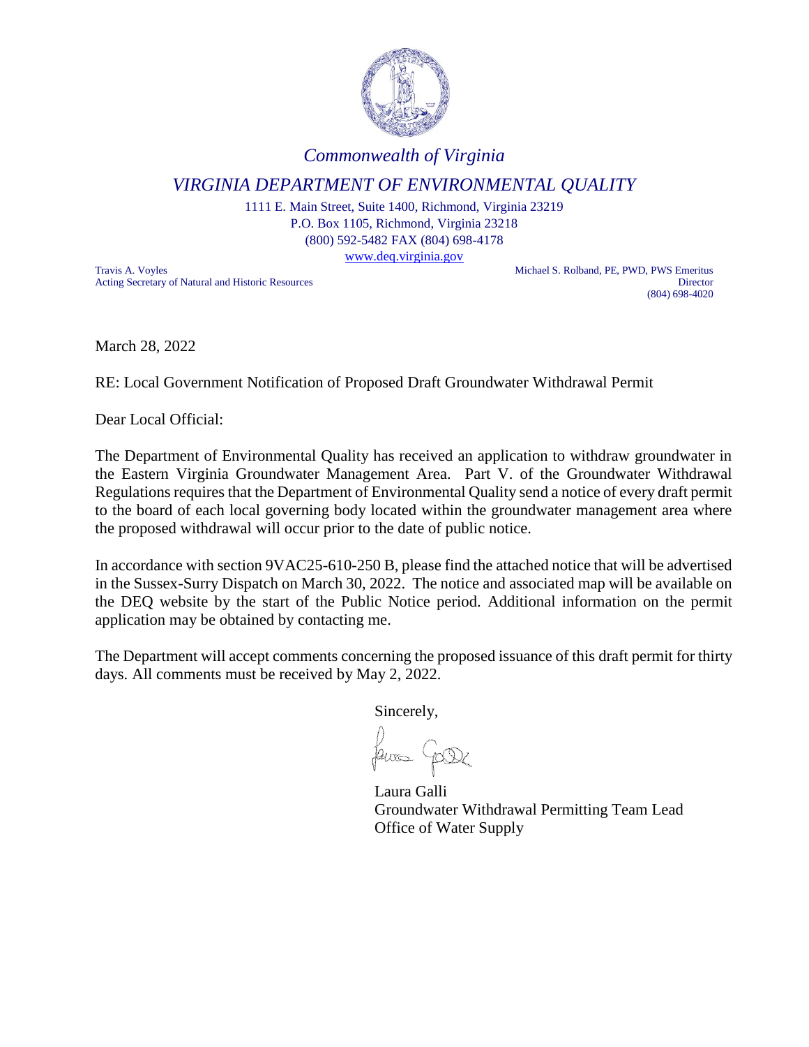*Commonwealth of Virginia*

*VIRGINIA DEPARTMENT OF ENVIRONMENTAL QUALITY*

1111 E. Main Street, Suite 1400, Richmond, Virginia 23219
P.O. Box 1105, Richmond, Virginia 23218
(800) 592-5482 FAX (804) 698-4178
www.deq.virginia.gov

Travis A. Voyles
Acting Secretary of Natural and Historic Resources

Michael S. Rolband, PE, PWD, PWS Emeritus
Director
(804) 698-4020

March 28, 2022

RE: Local Government Notification of Proposed Draft Groundwater Withdrawal Permit

Dear Local Official:

The Department of Environmental Quality has received an application to withdraw groundwater in the Eastern Virginia Groundwater Management Area. Part V. of the Groundwater Withdrawal Regulations requires that the Department of Environmental Quality send a notice of every draft permit to the board of each local governing body located within the groundwater management area where the proposed withdrawal will occur prior to the date of public notice.

In accordance with section 9VAC25-610-250 B, please find the attached notice that will be advertised in the Sussex-Surry Dispatch on March 30, 2022. The notice and associated map will be available on the DEQ website by the start of the Public Notice period. Additional information on the permit application may be obtained by contacting me.

The Department will accept comments concerning the proposed issuance of this draft permit for thirty days. All comments must be received by May 2, 2022.

Sincerely,

Laura Galli
Groundwater Withdrawal Permitting Team Lead
Office of Water Supply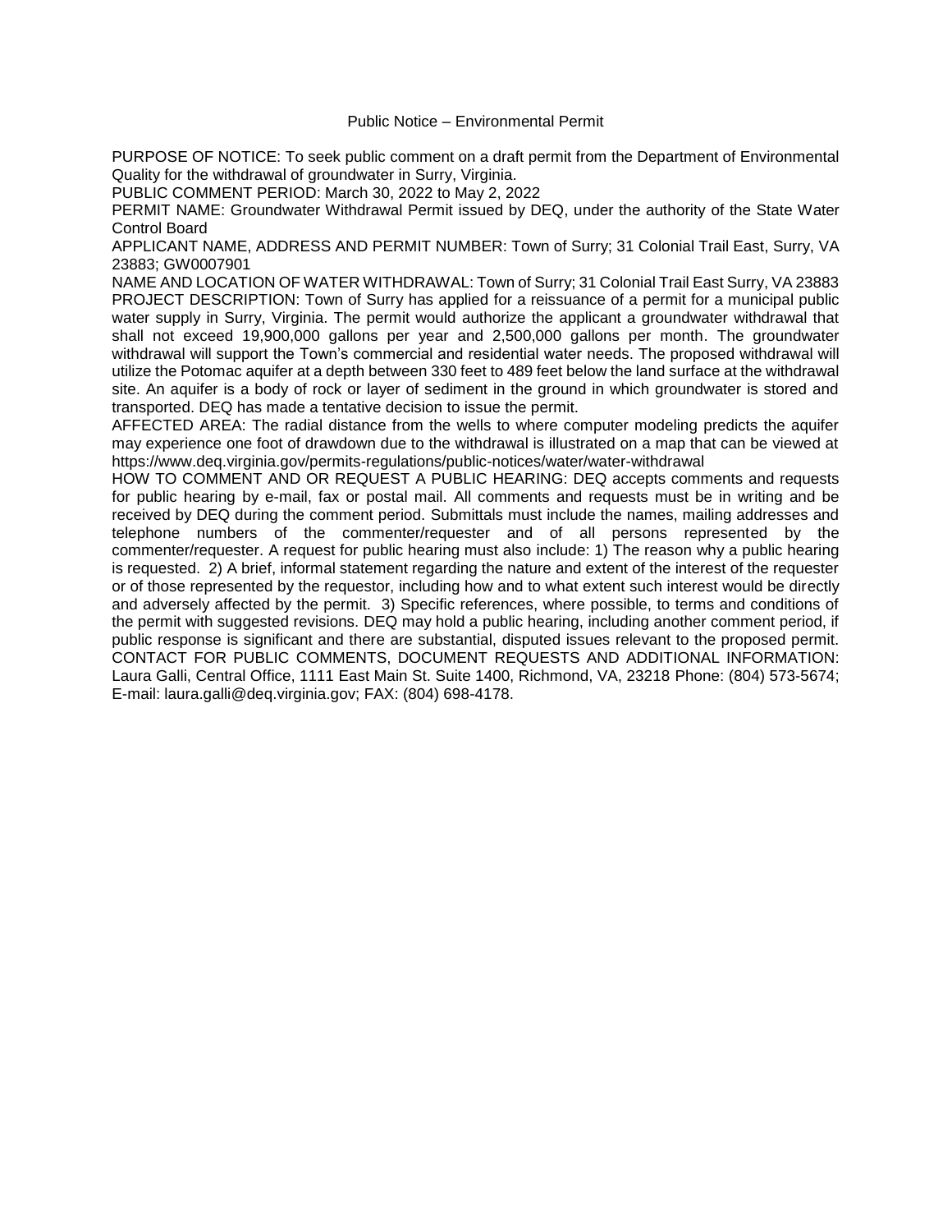# Public Notice – Environmental Permit

PURPOSE OF NOTICE: To seek public comment on a draft permit from the Department of Environmental Quality for the withdrawal of groundwater in Surry, Virginia.

PUBLIC COMMENT PERIOD: March 30, 2022 to May 2, 2022

PERMIT NAME: Groundwater Withdrawal Permit issued by DEQ, under the authority of the State Water Control Board

APPLICANT NAME, ADDRESS AND PERMIT NUMBER: Town of Surry; 31 Colonial Trail East, Surry, VA 23883; GW0007901

NAME AND LOCATION OF WATER WITHDRAWAL: Town of Surry; 31 Colonial Trail East Surry, VA 23883

PROJECT DESCRIPTION: Town of Surry has applied for a reissuance of a permit for a municipal public water supply in Surry, Virginia. The permit would authorize the applicant a groundwater withdrawal that shall not exceed 19,900,000 gallons per year and 2,500,000 gallons per month. The groundwater withdrawal will support the Town's commercial and residential water needs. The proposed withdrawal will utilize the Potomac aquifer at a depth between 330 feet to 489 feet below the land surface at the withdrawal site. An aquifer is a body of rock or layer of sediment in the ground in which groundwater is stored and transported. DEQ has made a tentative decision to issue the permit.

AFFECTED AREA: The radial distance from the wells to where computer modeling predicts the aquifer may experience one foot of drawdown due to the withdrawal is illustrated on a map that can be viewed at https://www.deq.virginia.gov/permits-regulations/public-notices/water/water-withdrawal

HOW TO COMMENT AND OR REQUEST A PUBLIC HEARING: DEQ accepts comments and requests for public hearing by e-mail, fax or postal mail. All comments and requests must be in writing and be received by DEQ during the comment period. Submittals must include the names, mailing addresses and telephone numbers of the commenter/requester and of all persons represented by the commenter/requester. A request for public hearing must also include: 1) The reason why a public hearing is requested. 2) A brief, informal statement regarding the nature and extent of the interest of the requester or of those represented by the requestor, including how and to what extent such interest would be directly and adversely affected by the permit. 3) Specific references, where possible, to terms and conditions of the permit with suggested revisions. DEQ may hold a public hearing, including another comment period, if public response is significant and there are substantial, disputed issues relevant to the proposed permit.

CONTACT FOR PUBLIC COMMENTS, DOCUMENT REQUESTS AND ADDITIONAL INFORMATION: Laura Galli, Central Office, 1111 East Main St. Suite 1400, Richmond, VA, 23218 Phone: (804) 573-5674; E-mail: laura.galli@deq.virginia.gov; FAX: (804) 698-4178.